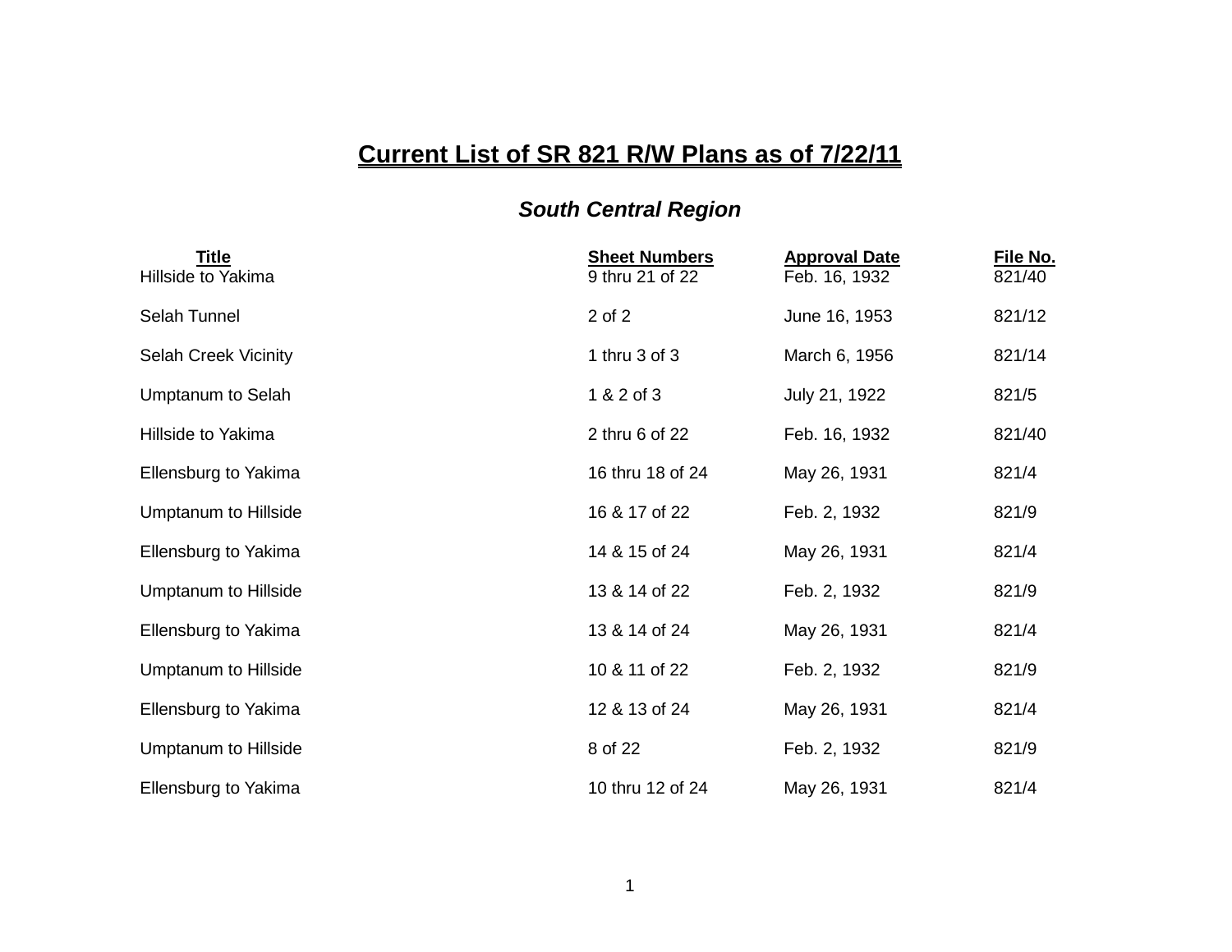# Current List of SR 821 R/W Plans as of 7/22/11

## *South Central Region*

| Title | Sheet Numbers | Approval Date | File No. |
|---|---|---|---|
| Hillside to Yakima | 9 thru 21 of 22 | Feb. 16, 1932 | 821/40 |
| Selah Tunnel | 2 of 2 | June 16, 1953 | 821/12 |
| Selah Creek Vicinity | 1 thru 3 of 3 | March 6, 1956 | 821/14 |
| Umptanum to Selah | 1 & 2 of 3 | July 21, 1922 | 821/5 |
| Hillside to Yakima | 2 thru 6 of 22 | Feb. 16, 1932 | 821/40 |
| Ellensburg to Yakima | 16 thru 18 of 24 | May 26, 1931 | 821/4 |
| Umptanum to Hillside | 16 & 17 of 22 | Feb. 2, 1932 | 821/9 |
| Ellensburg to Yakima | 14 & 15 of 24 | May 26, 1931 | 821/4 |
| Umptanum to Hillside | 13 & 14 of 22 | Feb. 2, 1932 | 821/9 |
| Ellensburg to Yakima | 13 & 14 of 24 | May 26, 1931 | 821/4 |
| Umptanum to Hillside | 10 & 11 of 22 | Feb. 2, 1932 | 821/9 |
| Ellensburg to Yakima | 12 & 13 of 24 | May 26, 1931 | 821/4 |
| Umptanum to Hillside | 8 of 22 | Feb. 2, 1932 | 821/9 |
| Ellensburg to Yakima | 10 thru 12 of 24 | May 26, 1931 | 821/4 |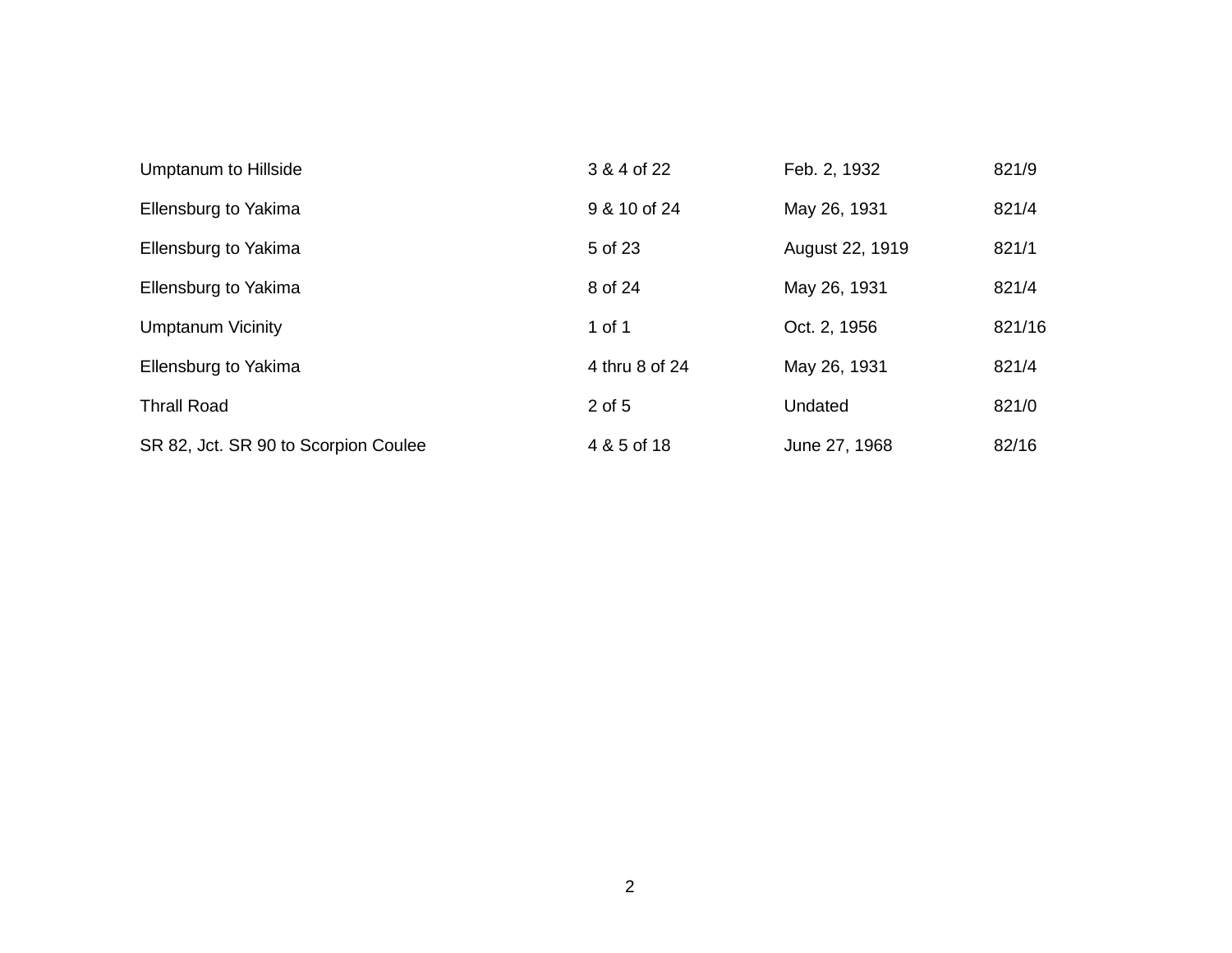| | | | |
|---|---|---|---|
| Umptanum to Hillside | 3 & 4 of 22 | Feb. 2, 1932 | 821/9 |
| Ellensburg to Yakima | 9 & 10 of 24 | May 26, 1931 | 821/4 |
| Ellensburg to Yakima | 5 of 23 | August 22, 1919 | 821/1 |
| Ellensburg to Yakima | 8 of 24 | May 26, 1931 | 821/4 |
| Umptanum Vicinity | 1 of 1 | Oct. 2, 1956 | 821/16 |
| Ellensburg to Yakima | 4 thru 8 of 24 | May 26, 1931 | 821/4 |
| Thrall Road | 2 of 5 | Undated | 821/0 |
| SR 82, Jct. SR 90 to Scorpion Coulee | 4 & 5 of 18 | June 27, 1968 | 82/16 |